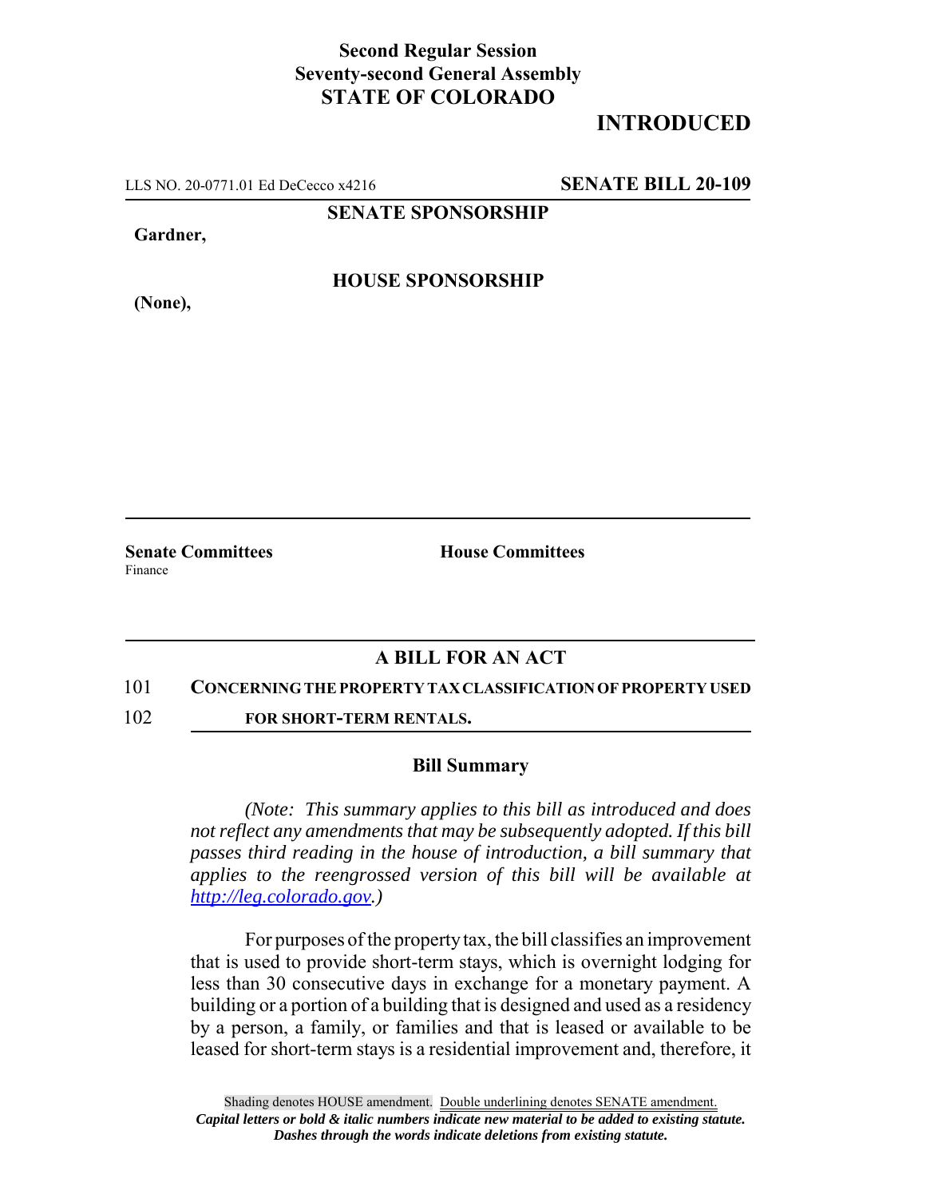**Second Regular Session**
**Seventy-second General Assembly**
**STATE OF COLORADO**

# INTRODUCED

LLS NO. 20-0771.01 Ed DeCecco x4216 **SENATE BILL 20-109**

**SENATE SPONSORSHIP**

**Gardner,**

**HOUSE SPONSORSHIP**

**(None),**

**Senate Committees**
Finance

**House Committees**

## A BILL FOR AN ACT

101 **CONCERNING THE PROPERTY TAX CLASSIFICATION OF PROPERTY USED**
102 **FOR SHORT-TERM RENTALS.**

### Bill Summary

*(Note: This summary applies to this bill as introduced and does not reflect any amendments that may be subsequently adopted. If this bill passes third reading in the house of introduction, a bill summary that applies to the reengrossed version of this bill will be available at http://leg.colorado.gov.)*

For purposes of the property tax, the bill classifies an improvement that is used to provide short-term stays, which is overnight lodging for less than 30 consecutive days in exchange for a monetary payment. A building or a portion of a building that is designed and used as a residency by a person, a family, or families and that is leased or available to be leased for short-term stays is a residential improvement and, therefore, it

Shading denotes HOUSE amendment. Double underlining denotes SENATE amendment.
*Capital letters or bold & italic numbers indicate new material to be added to existing statute.*
*Dashes through the words indicate deletions from existing statute.*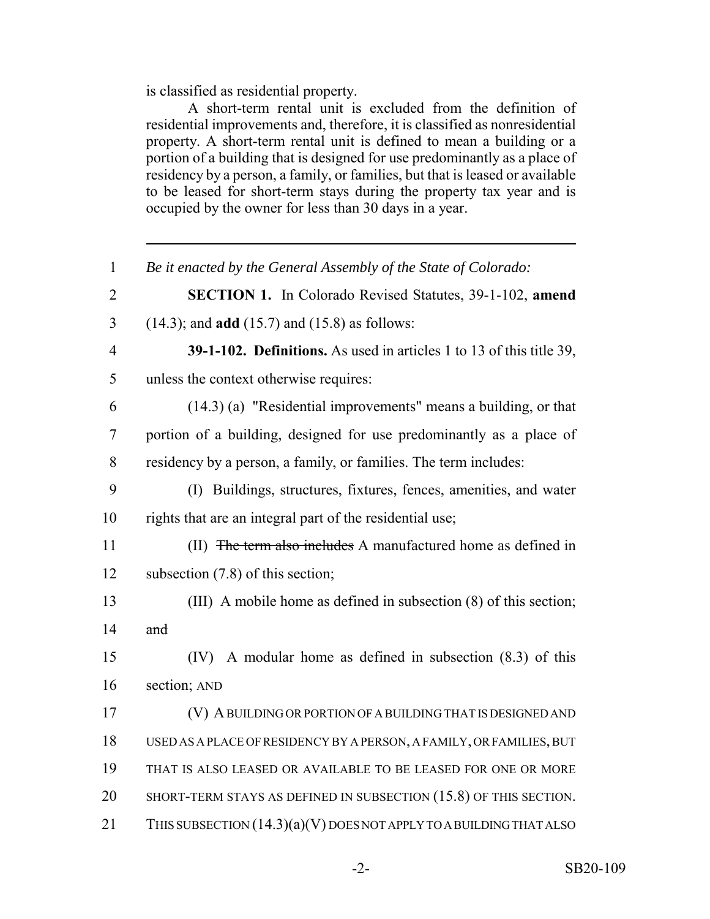is classified as residential property.

A short-term rental unit is excluded from the definition of residential improvements and, therefore, it is classified as nonresidential property. A short-term rental unit is defined to mean a building or a portion of a building that is designed for use predominantly as a place of residency by a person, a family, or families, but that is leased or available to be leased for short-term stays during the property tax year and is occupied by the owner for less than 30 days in a year.

---

1 *Be it enacted by the General Assembly of the State of Colorado:*

2 **SECTION 1.** In Colorado Revised Statutes, 39-1-102, **amend**
3 (14.3); and **add** (15.7) and (15.8) as follows:

4 **39-1-102. Definitions.** As used in articles 1 to 13 of this title 39,
5 unless the context otherwise requires:

6 (14.3) (a) "Residential improvements" means a building, or that
7 portion of a building, designed for use predominantly as a place of
8 residency by a person, a family, or families. The term includes:

9 (I) Buildings, structures, fixtures, fences, amenities, and water
10 rights that are an integral part of the residential use;

11 (II) ~~The term also includes~~ A manufactured home as defined in
12 subsection (7.8) of this section;

13 (III) A mobile home as defined in subsection (8) of this section;
14 ~~and~~

15 (IV) A modular home as defined in subsection (8.3) of this
16 section; AND

17 (V) A BUILDING OR PORTION OF A BUILDING THAT IS DESIGNED AND
18 USED AS A PLACE OF RESIDENCY BY A PERSON, A FAMILY, OR FAMILIES, BUT
19 THAT IS ALSO LEASED OR AVAILABLE TO BE LEASED FOR ONE OR MORE
20 SHORT-TERM STAYS AS DEFINED IN SUBSECTION (15.8) OF THIS SECTION.
21 THIS SUBSECTION (14.3)(a)(V) DOES NOT APPLY TO A BUILDING THAT ALSO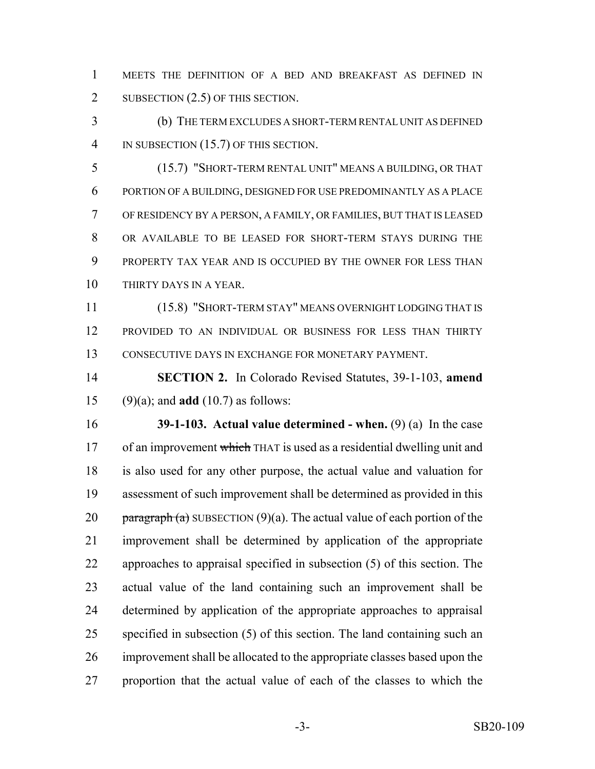MEETS THE DEFINITION OF A BED AND BREAKFAST AS DEFINED IN SUBSECTION (2.5) OF THIS SECTION.

(b) THE TERM EXCLUDES A SHORT-TERM RENTAL UNIT AS DEFINED IN SUBSECTION (15.7) OF THIS SECTION.

(15.7) "SHORT-TERM RENTAL UNIT" MEANS A BUILDING, OR THAT PORTION OF A BUILDING, DESIGNED FOR USE PREDOMINANTLY AS A PLACE OF RESIDENCY BY A PERSON, A FAMILY, OR FAMILIES, BUT THAT IS LEASED OR AVAILABLE TO BE LEASED FOR SHORT-TERM STAYS DURING THE PROPERTY TAX YEAR AND IS OCCUPIED BY THE OWNER FOR LESS THAN THIRTY DAYS IN A YEAR.

(15.8) "SHORT-TERM STAY" MEANS OVERNIGHT LODGING THAT IS PROVIDED TO AN INDIVIDUAL OR BUSINESS FOR LESS THAN THIRTY CONSECUTIVE DAYS IN EXCHANGE FOR MONETARY PAYMENT.

**SECTION 2.** In Colorado Revised Statutes, 39-1-103, **amend** (9)(a); and **add** (10.7) as follows:

**39-1-103. Actual value determined - when.** (9) (a) In the case of an improvement ~~which~~ THAT is used as a residential dwelling unit and is also used for any other purpose, the actual value and valuation for assessment of such improvement shall be determined as provided in this ~~paragraph (a)~~ SUBSECTION (9)(a). The actual value of each portion of the improvement shall be determined by application of the appropriate approaches to appraisal specified in subsection (5) of this section. The actual value of the land containing such an improvement shall be determined by application of the appropriate approaches to appraisal specified in subsection (5) of this section. The land containing such an improvement shall be allocated to the appropriate classes based upon the proportion that the actual value of each of the classes to which the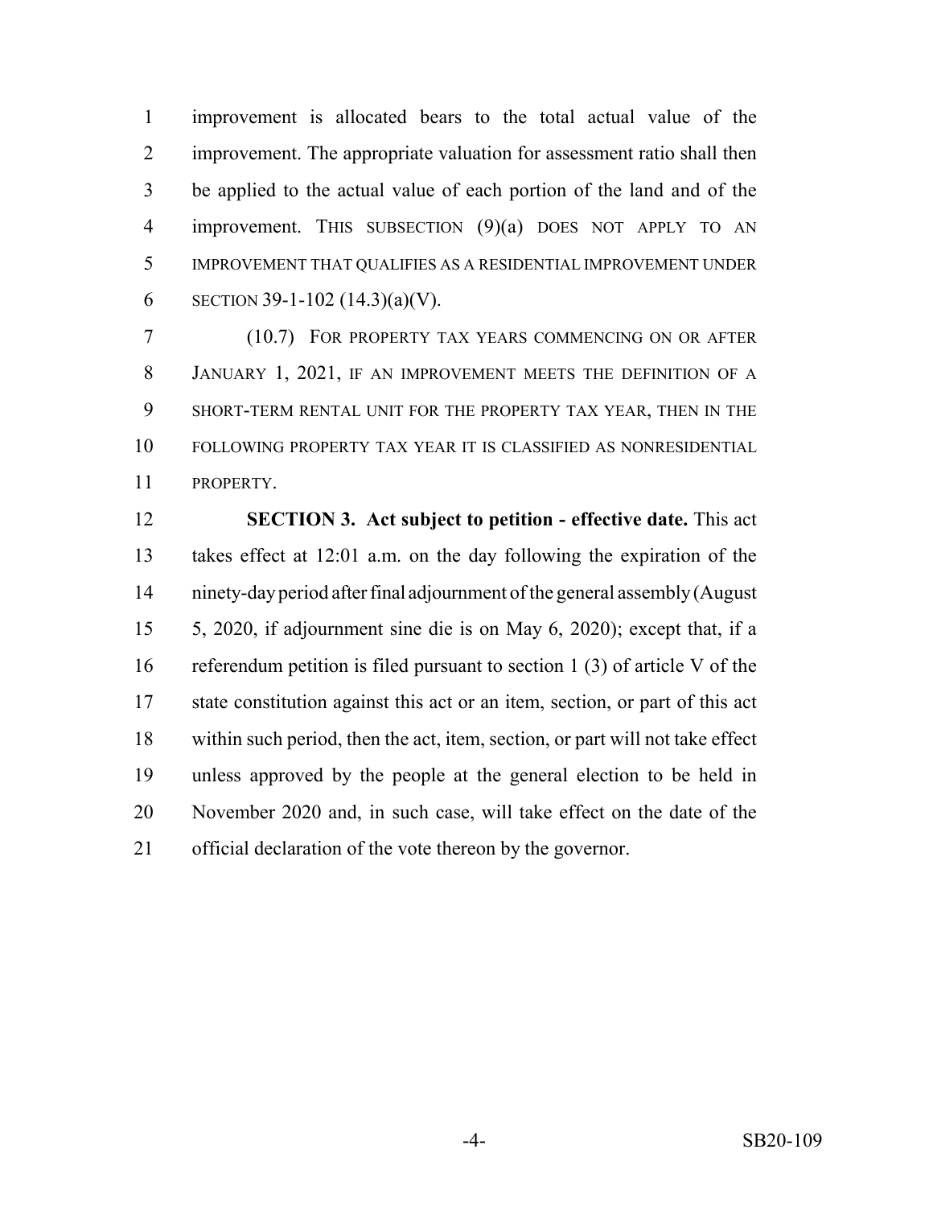improvement is allocated bears to the total actual value of the improvement. The appropriate valuation for assessment ratio shall then be applied to the actual value of each portion of the land and of the improvement. THIS SUBSECTION (9)(a) DOES NOT APPLY TO AN IMPROVEMENT THAT QUALIFIES AS A RESIDENTIAL IMPROVEMENT UNDER SECTION 39-1-102 (14.3)(a)(V).

(10.7) FOR PROPERTY TAX YEARS COMMENCING ON OR AFTER JANUARY 1, 2021, IF AN IMPROVEMENT MEETS THE DEFINITION OF A SHORT-TERM RENTAL UNIT FOR THE PROPERTY TAX YEAR, THEN IN THE FOLLOWING PROPERTY TAX YEAR IT IS CLASSIFIED AS NONRESIDENTIAL PROPERTY.

**SECTION 3. Act subject to petition - effective date.** This act takes effect at 12:01 a.m. on the day following the expiration of the ninety-day period after final adjournment of the general assembly (August 5, 2020, if adjournment sine die is on May 6, 2020); except that, if a referendum petition is filed pursuant to section 1 (3) of article V of the state constitution against this act or an item, section, or part of this act within such period, then the act, item, section, or part will not take effect unless approved by the people at the general election to be held in November 2020 and, in such case, will take effect on the date of the official declaration of the vote thereon by the governor.